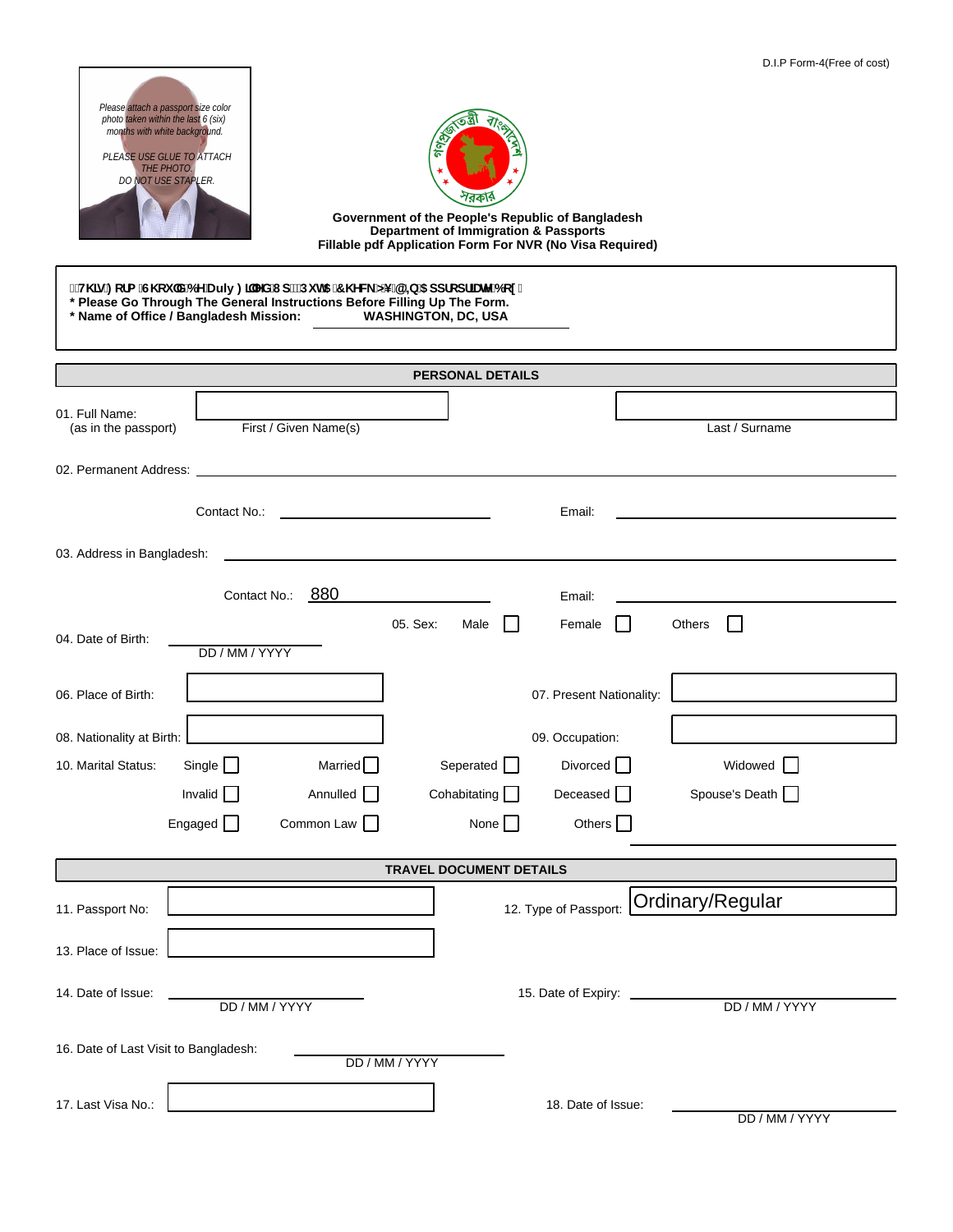D.I.P Form-4(Free of cost)

Please attach a passport size color photo taken within the last 6 (six) months with white background.

PLEASE USE GLUE TO ATTACH THE PHOTO. DO NOT USE STAPLER.

**Government of the People's Republic of Bangladesh**
**Department of Immigration & Passports**
**Fillable pdf Application Form For NVR (No Visa Required)**

**7KLV) RUP 6KRXOG%HDuly ) LOOHG8 S3 XW\$ &KHFN>¥@,Q\$ SSURSULDWH%R[**
**\* Please Go Through The General Instructions Before Filling Up The Form.**
**\* Name of Office / Bangladesh Mission: WASHINGTON, DC, USA**

## PERSONAL DETAILS

01. Full Name: (as in the passport) ______ First / Given Name(s) ______ Last / Surname

02. Permanent Address: ______

Contact No.: ______ Email: ______

03. Address in Bangladesh: ______

Contact No.: 880 ______ Email: ______

04. Date of Birth: ______ DD / MM / YYYY

05. Sex: Male ☐ Female ☐ Others ☐

06. Place of Birth: ______

07. Present Nationality: ______

08. Nationality at Birth: ______

09. Occupation: ______

10. Marital Status: Single ☐ Married ☐ Seperated ☐ Divorced ☐ Widowed ☐ Invalid ☐ Annulled ☐ Cohabitating ☐ Deceased ☐ Spouse's Death ☐ Engaged ☐ Common Law ☐ None ☐ Others ☐ ______

## TRAVEL DOCUMENT DETAILS

11. Passport No: ______

12. Type of Passport: Ordinary/Regular

13. Place of Issue: ______

14. Date of Issue: ______ DD / MM / YYYY

15. Date of Expiry: ______ DD / MM / YYYY

16. Date of Last Visit to Bangladesh: ______ DD / MM / YYYY

17. Last Visa No.: ______

18. Date of Issue: ______ DD / MM / YYYY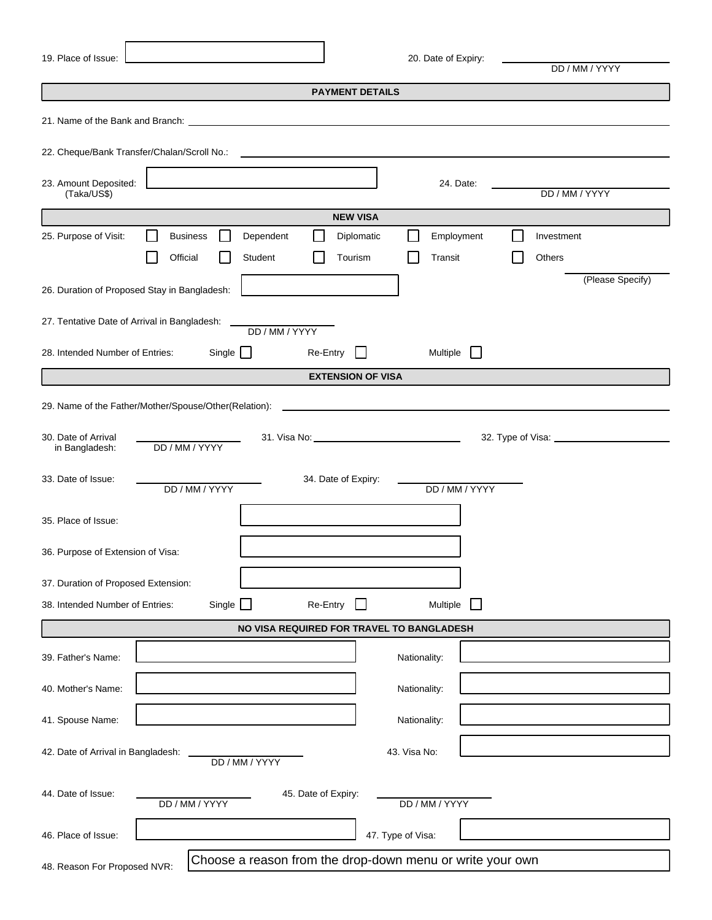19. Place of Issue: ______________________

20. Date of Expiry: ______________________ DD / MM / YYYY

## PAYMENT DETAILS

21. Name of the Bank and Branch: ______________________

22. Cheque/Bank Transfer/Chalan/Scroll No.: ______________________

23. Amount Deposited: (Taka/US$) ______________________

24. Date: ______________________ DD / MM / YYYY

## NEW VISA

25. Purpose of Visit:

☐ Business ☐ Dependent ☐ Diplomatic ☐ Employment ☐ Investment

☐ Official ☐ Student ☐ Tourism ☐ Transit ☐ Others ______________________ (Please Specify)

26. Duration of Proposed Stay in Bangladesh: ______________________

27. Tentative Date of Arrival in Bangladesh: ______________________ DD / MM / YYYY

28. Intended Number of Entries: Single ☐ Re-Entry ☐ Multiple ☐

## EXTENSION OF VISA

29. Name of the Father/Mother/Spouse/Other(Relation): ______________________

30. Date of Arrival in Bangladesh: ______________________ DD / MM / YYYY

31. Visa No: ______________________

32. Type of Visa: ______________________

33. Date of Issue: ______________________ DD / MM / YYYY

34. Date of Expiry: ______________________ DD / MM / YYYY

35. Place of Issue: ______________________

36. Purpose of Extension of Visa: ______________________

37. Duration of Proposed Extension: ______________________

38. Intended Number of Entries: Single ☐ Re-Entry ☐ Multiple ☐

## NO VISA REQUIRED FOR TRAVEL TO BANGLADESH

39. Father's Name: ______________________ Nationality: ______________________

40. Mother's Name: ______________________ Nationality: ______________________

41. Spouse Name: ______________________ Nationality: ______________________

42. Date of Arrival in Bangladesh: ______________________ DD / MM / YYYY

43. Visa No: ______________________

44. Date of Issue: ______________________ DD / MM / YYYY

45. Date of Expiry: ______________________ DD / MM / YYYY

46. Place of Issue: ______________________

47. Type of Visa: ______________________

48. Reason For Proposed NVR: Choose a reason from the drop-down menu or write your own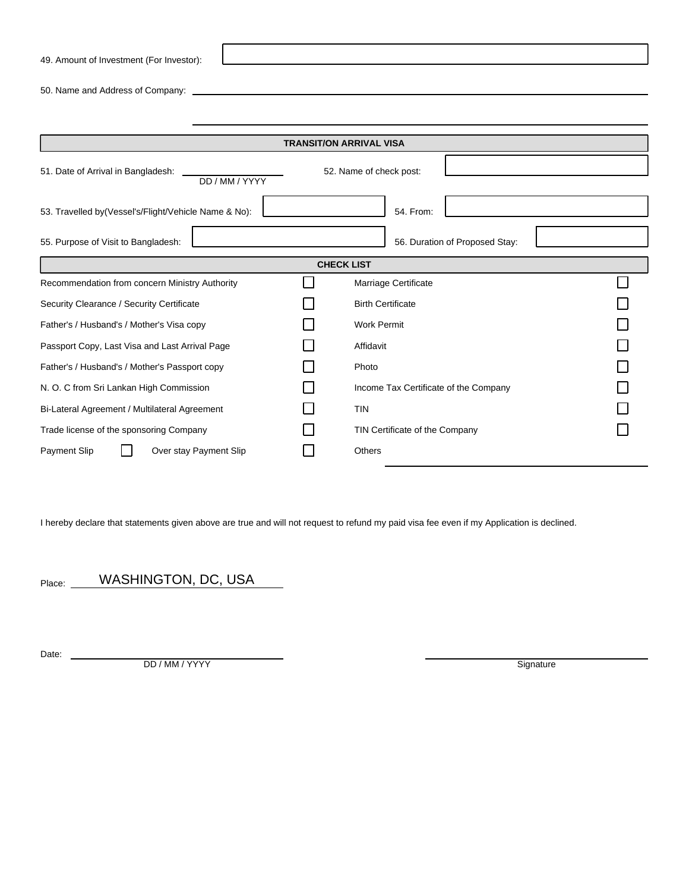49. Amount of Investment (For Investor): ____________________

50. Name and Address of Company: ____________________

____________________

## TRANSIT/ON ARRIVAL VISA

51. Date of Arrival in Bangladesh: ____________________ DD / MM / YYYY

52. Name of check post: ____________________

53. Travelled by(Vessel's/Flight/Vehicle Name & No): ____________________

54. From: ____________________

55. Purpose of Visit to Bangladesh: ____________________

56. Duration of Proposed Stay: ____________________

## CHECK LIST

| | | | |
|---|---|---|---|
| Recommendation from concern Ministry Authority | ☐ | Marriage Certificate | ☐ |
| Security Clearance / Security Certificate | ☐ | Birth Certificate | ☐ |
| Father's / Husband's / Mother's Visa copy | ☐ | Work Permit | ☐ |
| Passport Copy, Last Visa and Last Arrival Page | ☐ | Affidavit | ☐ |
| Father's / Husband's / Mother's Passport copy | ☐ | Photo | ☐ |
| N. O. C from Sri Lankan High Commission | ☐ | Income Tax Certificate of the Company | ☐ |
| Bi-Lateral Agreement / Multilateral Agreement | ☐ | TIN | ☐ |
| Trade license of the sponsoring Company | ☐ | TIN Certificate of the Company | ☐ |
| Payment Slip ☐ Over stay Payment Slip | ☐ | Others ____________________ | |

I hereby declare that statements given above are true and will not request to refund my paid visa fee even if my Application is declined.

Place: WASHINGTON, DC, USA

Date: ____________________ DD / MM / YYYY

____________________ Signature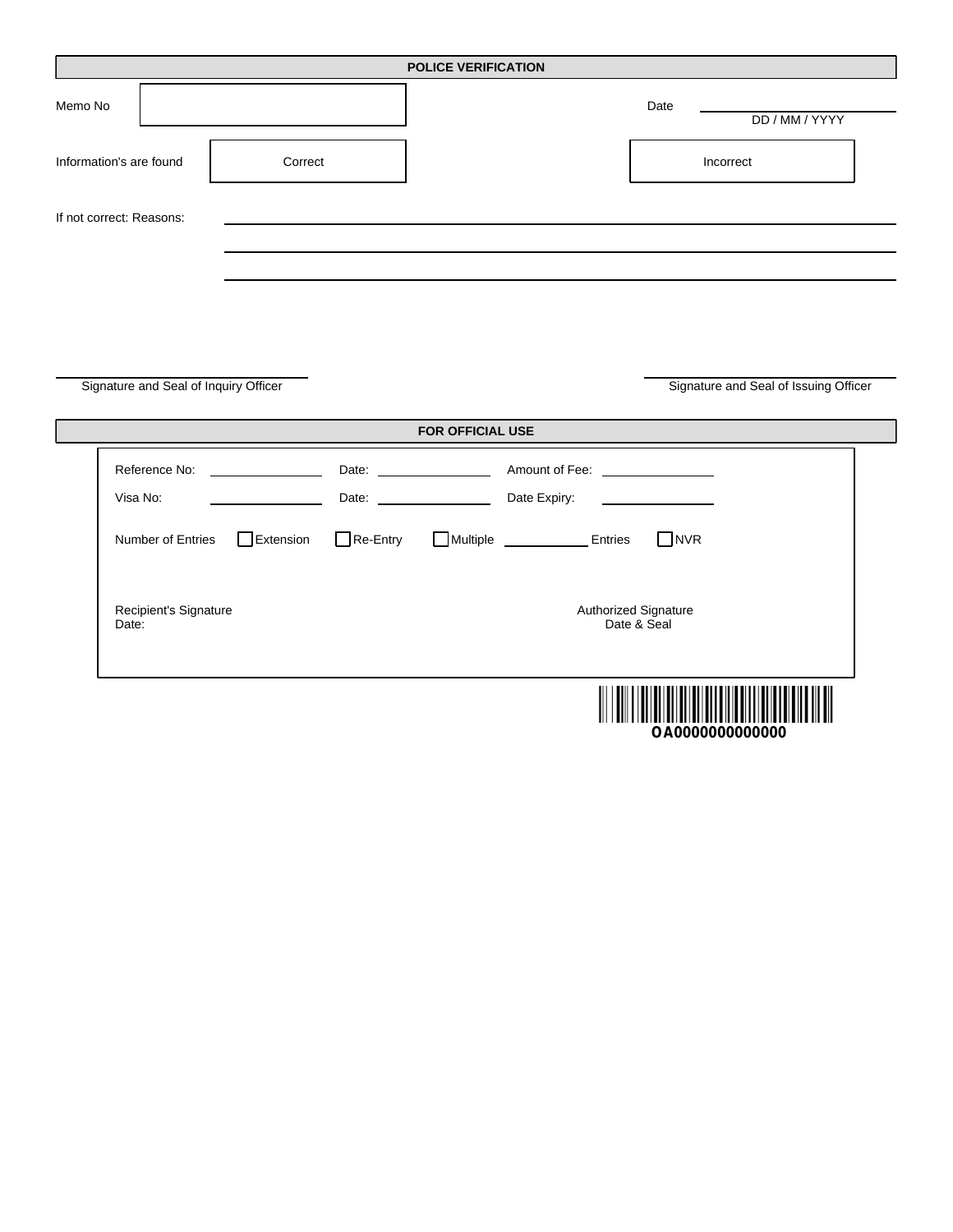## POLICE VERIFICATION

Memo No ____________________

Date ____________________
DD / MM / YYYY

Information's are found: Correct / Incorrect

If not correct: Reasons: ________________________________________

________________________________________

________________________________________

Signature and Seal of Inquiry Officer

Signature and Seal of Issuing Officer

## FOR OFFICIAL USE

Reference No: ______________ Date: ______________ Amount of Fee: ______________

Visa No: ______________ Date: ______________ Date Expiry: ______________

Number of Entries ☐ Extension ☐ Re-Entry ☐ Multiple ____________ Entries ☐ NVR

Recipient's Signature
Date:

Authorized Signature
Date & Seal

OA0000000000000